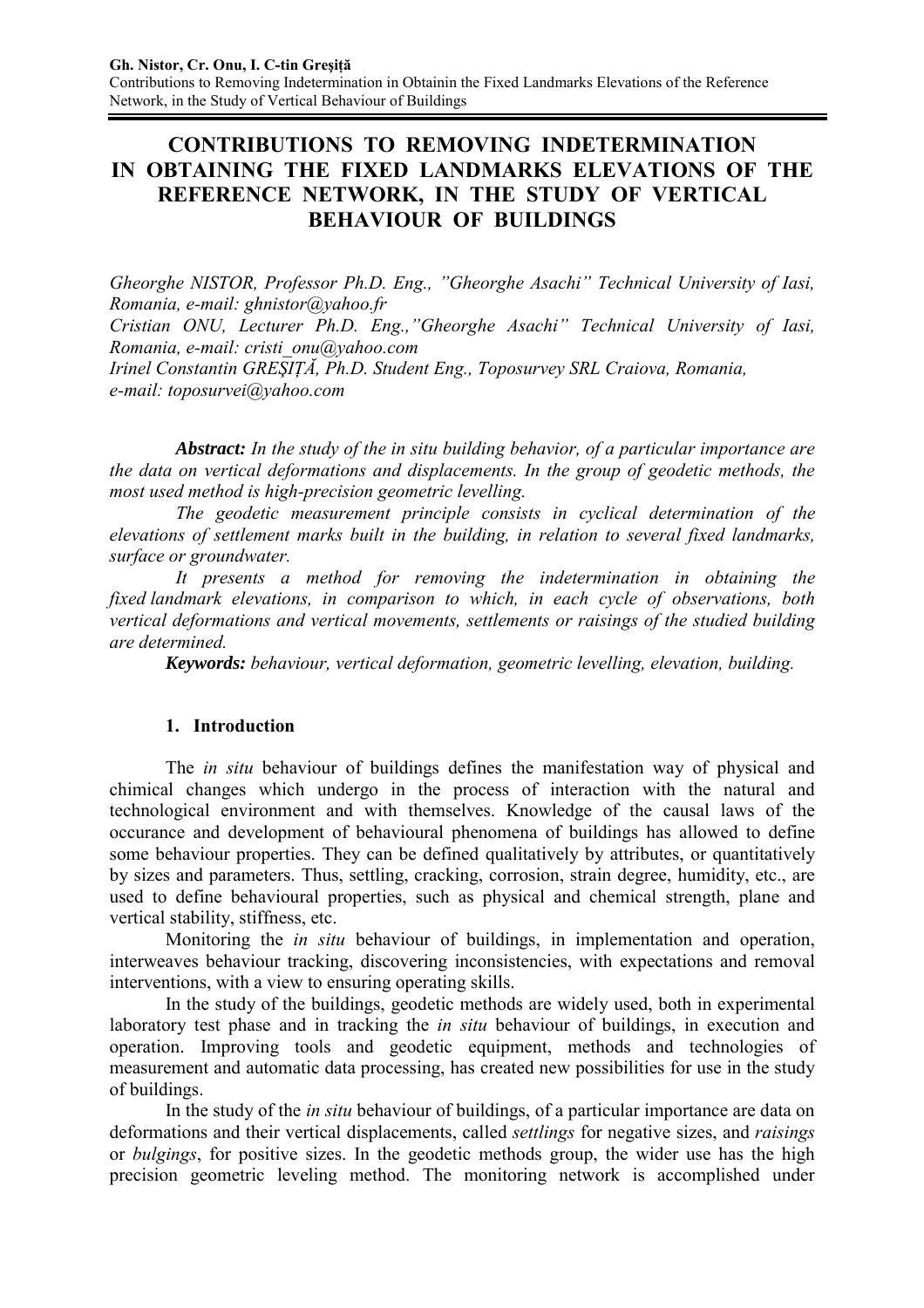# CONTRIBUTIONS TO REMOVING INDETERMINATION IN OBTAINING THE FIXED LANDMARKS ELEVATIONS OF THE REFERENCE NETWORK, IN THE STUDY OF VERTICAL BEHAVIOUR OF BUILDINGS

*Gheorghe NISTOR, Professor Ph.D. Eng., "Gheorghe Asachi" Technical University of Iasi, Romania, e-mail: ghnistor@yahoo.fr*
*Cristian ONU, Lecturer Ph.D. Eng.,"Gheorghe Asachi" Technical University of Iasi, Romania, e-mail: cristi_onu@yahoo.com*
*Irinel Constantin GREŞIŢĂ, Ph.D. Student Eng., Toposurvey SRL Craiova, Romania, e-mail: toposurvei@yahoo.com*

***Abstract:*** *In the study of the in situ building behavior, of a particular importance are the data on vertical deformations and displacements. In the group of geodetic methods, the most used method is high-precision geometric levelling.*

*The geodetic measurement principle consists in cyclical determination of the elevations of settlement marks built in the building, in relation to several fixed landmarks, surface or groundwater.*

*It presents a method for removing the indetermination in obtaining the fixed landmark elevations, in comparison to which, in each cycle of observations, both vertical deformations and vertical movements, settlements or raisings of the studied building are determined.*

***Keywords:*** *behaviour, vertical deformation, geometric levelling, elevation, building.*

## 1. Introduction

The *in situ* behaviour of buildings defines the manifestation way of physical and chimical changes which undergo in the process of interaction with the natural and technological environment and with themselves. Knowledge of the causal laws of the occurance and development of behavioural phenomena of buildings has allowed to define some behaviour properties. They can be defined qualitatively by attributes, or quantitatively by sizes and parameters. Thus, settling, cracking, corrosion, strain degree, humidity, etc., are used to define behavioural properties, such as physical and chemical strength, plane and vertical stability, stiffness, etc.

Monitoring the *in situ* behaviour of buildings, in implementation and operation, interweaves behaviour tracking, discovering inconsistencies, with expectations and removal interventions, with a view to ensuring operating skills.

In the study of the buildings, geodetic methods are widely used, both in experimental laboratory test phase and in tracking the *in situ* behaviour of buildings, in execution and operation. Improving tools and geodetic equipment, methods and technologies of measurement and automatic data processing, has created new possibilities for use in the study of buildings.

In the study of the *in situ* behaviour of buildings, of a particular importance are data on deformations and their vertical displacements, called *settlings* for negative sizes, and *raisings* or *bulgings*, for positive sizes. In the geodetic methods group, the wider use has the high precision geometric leveling method. The monitoring network is accomplished under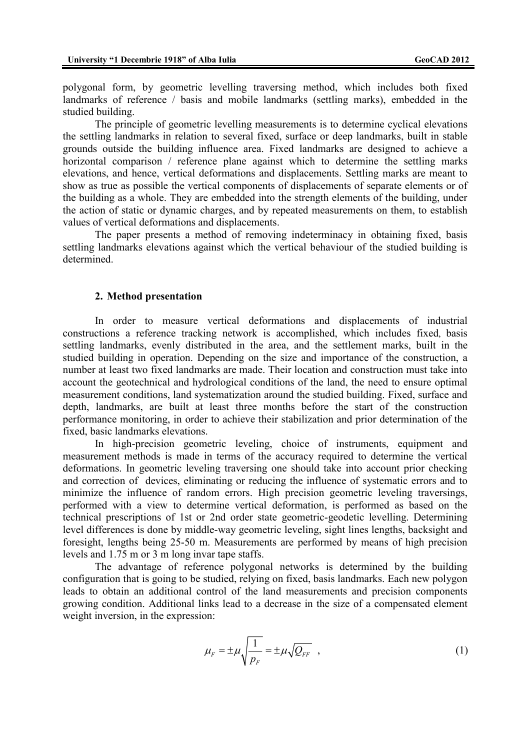polygonal form, by geometric levelling traversing method, which includes both fixed landmarks of reference / basis and mobile landmarks (settling marks), embedded in the studied building.

The principle of geometric levelling measurements is to determine cyclical elevations the settling landmarks in relation to several fixed, surface or deep landmarks, built in stable grounds outside the building influence area. Fixed landmarks are designed to achieve a horizontal comparison / reference plane against which to determine the settling marks elevations, and hence, vertical deformations and displacements. Settling marks are meant to show as true as possible the vertical components of displacements of separate elements or of the building as a whole. They are embedded into the strength elements of the building, under the action of static or dynamic charges, and by repeated measurements on them, to establish values of vertical deformations and displacements.

The paper presents a method of removing indeterminacy in obtaining fixed, basis settling landmarks elevations against which the vertical behaviour of the studied building is determined.

## 2. Method presentation

In order to measure vertical deformations and displacements of industrial constructions a reference tracking network is accomplished, which includes fixed, basis settling landmarks, evenly distributed in the area, and the settlement marks, built in the studied building in operation. Depending on the size and importance of the construction, a number at least two fixed landmarks are made. Their location and construction must take into account the geotechnical and hydrological conditions of the land, the need to ensure optimal measurement conditions, land systematization around the studied building. Fixed, surface and depth, landmarks, are built at least three months before the start of the construction performance monitoring, in order to achieve their stabilization and prior determination of the fixed, basic landmarks elevations.

In high-precision geometric leveling, choice of instruments, equipment and measurement methods is made in terms of the accuracy required to determine the vertical deformations. In geometric leveling traversing one should take into account prior checking and correction of devices, eliminating or reducing the influence of systematic errors and to minimize the influence of random errors. High precision geometric leveling traversings, performed with a view to determine vertical deformation, is performed as based on the technical prescriptions of 1st or 2nd order state geometric-geodetic levelling. Determining level differences is done by middle-way geometric leveling, sight lines lengths, backsight and foresight, lengths being 25-50 m. Measurements are performed by means of high precision levels and 1.75 m or 3 m long invar tape staffs.

The advantage of reference polygonal networks is determined by the building configuration that is going to be studied, relying on fixed, basis landmarks. Each new polygon leads to obtain an additional control of the land measurements and precision components growing condition. Additional links lead to a decrease in the size of a compensated element weight inversion, in the expression:

$$\mu_F = \pm\mu\sqrt{\frac{1}{p_F}} = \pm\mu\sqrt{Q_{FF}} \quad , \tag{1}$$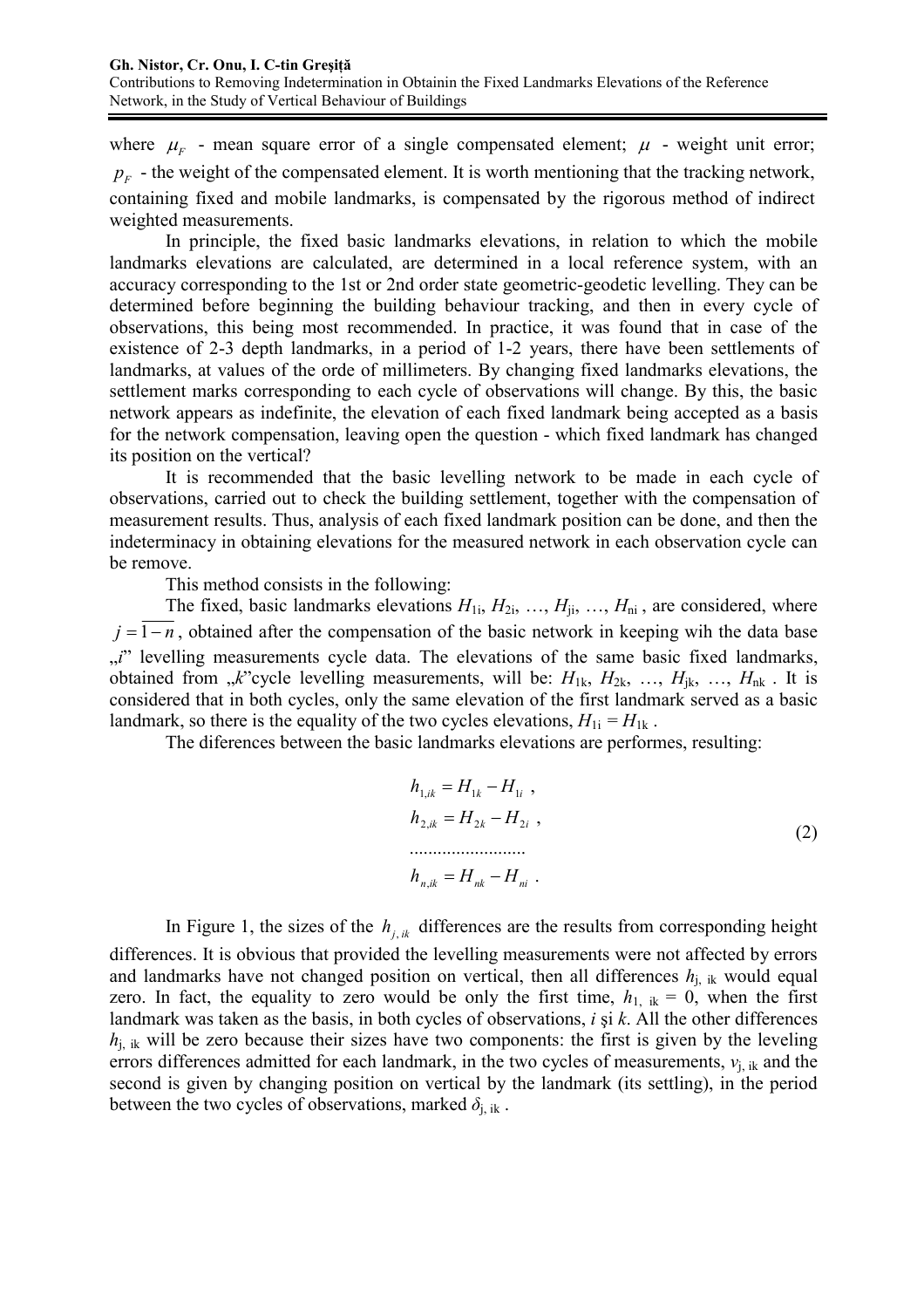where $\mu_F$ - mean square error of a single compensated element; $\mu$ - weight unit error; $p_F$ - the weight of the compensated element. It is worth mentioning that the tracking network, containing fixed and mobile landmarks, is compensated by the rigorous method of indirect weighted measurements.

In principle, the fixed basic landmarks elevations, in relation to which the mobile landmarks elevations are calculated, are determined in a local reference system, with an accuracy corresponding to the 1st or 2nd order state geometric-geodetic levelling. They can be determined before beginning the building behaviour tracking, and then in every cycle of observations, this being most recommended. In practice, it was found that in case of the existence of 2-3 depth landmarks, in a period of 1-2 years, there have been settlements of landmarks, at values of the orde of millimeters. By changing fixed landmarks elevations, the settlement marks corresponding to each cycle of observations will change. By this, the basic network appears as indefinite, the elevation of each fixed landmark being accepted as a basis for the network compensation, leaving open the question - which fixed landmark has changed its position on the vertical?

It is recommended that the basic levelling network to be made in each cycle of observations, carried out to check the building settlement, together with the compensation of measurement results. Thus, analysis of each fixed landmark position can be done, and then the indeterminacy in obtaining elevations for the measured network in each observation cycle can be remove.

This method consists in the following:

The fixed, basic landmarks elevations $H_{1i}$, $H_{2i}$, …, $H_{ji}$, …, $H_{ni}$ , are considered, where $j = \overline{1-n}$, obtained after the compensation of the basic network in keeping wih the data base „$i$" levelling measurements cycle data. The elevations of the same basic fixed landmarks, obtained from „$k$"cycle levelling measurements, will be: $H_{1k}$, $H_{2k}$, …, $H_{jk}$, …, $H_{nk}$ . It is considered that in both cycles, only the same elevation of the first landmark served as a basic landmark, so there is the equality of the two cycles elevations, $H_{1i} = H_{1k}$ .

The diferences between the basic landmarks elevations are performes, resulting:

$$
\begin{aligned}
h_{1,ik} &= H_{1k} - H_{1i} \ , \\
h_{2,ik} &= H_{2k} - H_{2i} \ , \\
&\ldots\ldots\ldots\ldots\ldots\ldots\ldots \\
h_{n,ik} &= H_{nk} - H_{ni} \ .
\end{aligned}
\tag{2}
$$

In Figure 1, the sizes of the $h_{j,\,ik}$ differences are the results from corresponding height differences. It is obvious that provided the levelling measurements were not affected by errors and landmarks have not changed position on vertical, then all differences $h_{j,\,ik}$ would equal zero. In fact, the equality to zero would be only the first time, $h_{1,\,ik} = 0$, when the first landmark was taken as the basis, in both cycles of observations, $i$ şi $k$. All the other differences $h_{j,\,ik}$ will be zero because their sizes have two components: the first is given by the leveling errors differences admitted for each landmark, in the two cycles of measurements, $v_{j,\,ik}$ and the second is given by changing position on vertical by the landmark (its settling), in the period between the two cycles of observations, marked $\delta_{j,\,ik}$ .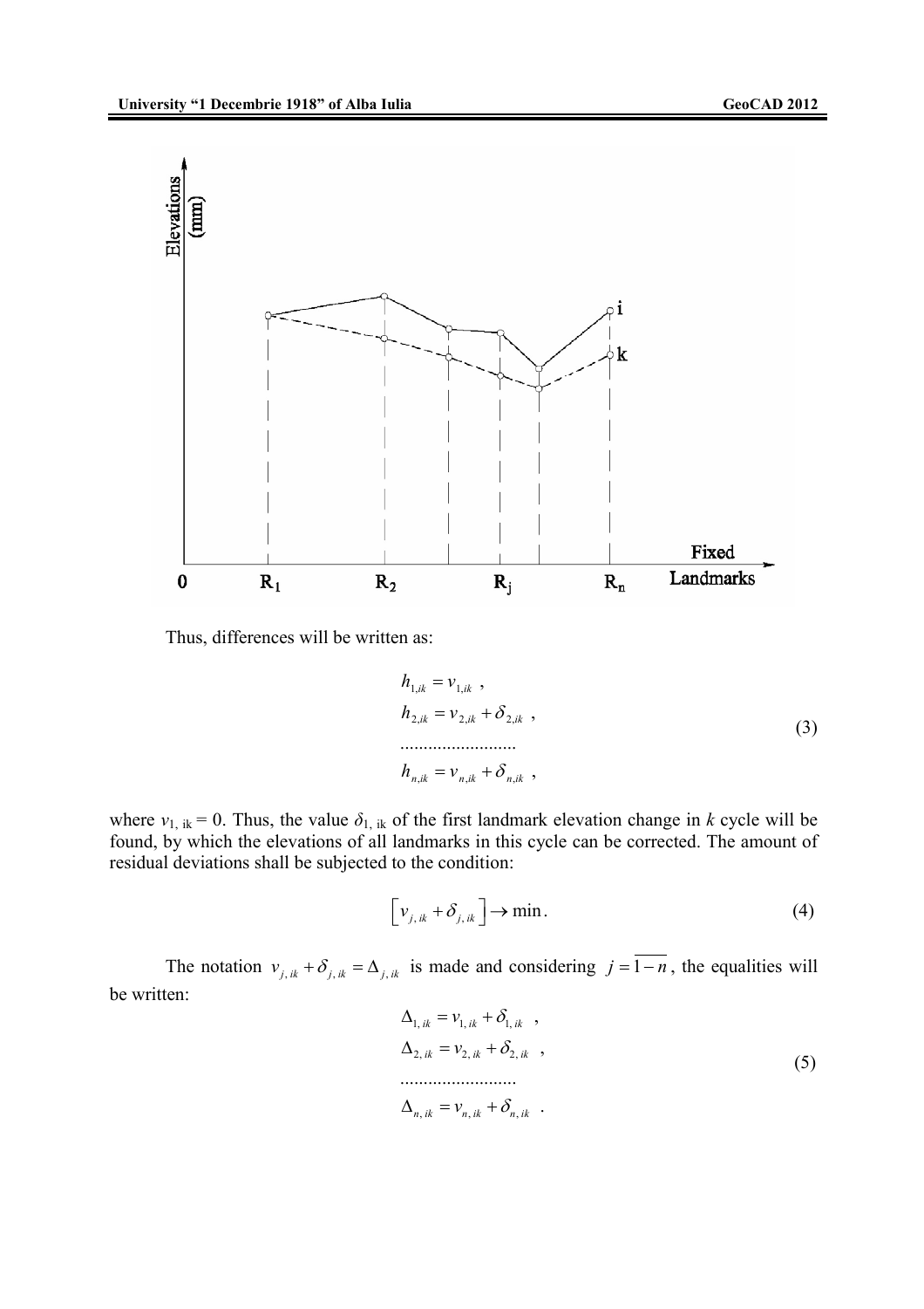Thus, differences will be written as:

$$
\begin{aligned}
&h_{1,ik} = v_{1,ik} \ , \\
&h_{2,ik} = v_{2,ik} + \delta_{2,ik} \ , \\
&\ldots\ldots\ldots\ldots\ldots\ldots\ldots \\
&h_{n,ik} = v_{n,ik} + \delta_{n,ik} \ ,
\end{aligned} \tag{3}
$$

where $v_{1,\,ik} = 0$. Thus, the value $\delta_{1,\,ik}$ of the first landmark elevation change in $k$ cycle will be found, by which the elevations of all landmarks in this cycle can be corrected. The amount of residual deviations shall be subjected to the condition:

$$
\left[ v_{j,\,ik} + \delta_{j,\,ik} \right] \rightarrow \min. \tag{4}
$$

The notation $v_{j,\,ik} + \delta_{j,\,ik} = \Delta_{j,\,ik}$ is made and considering $j = \overline{1-n}$, the equalities will be written:

$$
\begin{aligned}
&\Delta_{1,\,ik} = v_{1,\,ik} + \delta_{1,\,ik} \ , \\
&\Delta_{2,\,ik} = v_{2,\,ik} + \delta_{2,\,ik} \ , \\
&\ldots\ldots\ldots\ldots\ldots\ldots\ldots \\
&\Delta_{n,\,ik} = v_{n,\,ik} + \delta_{n,\,ik} \ .
\end{aligned} \tag{5}
$$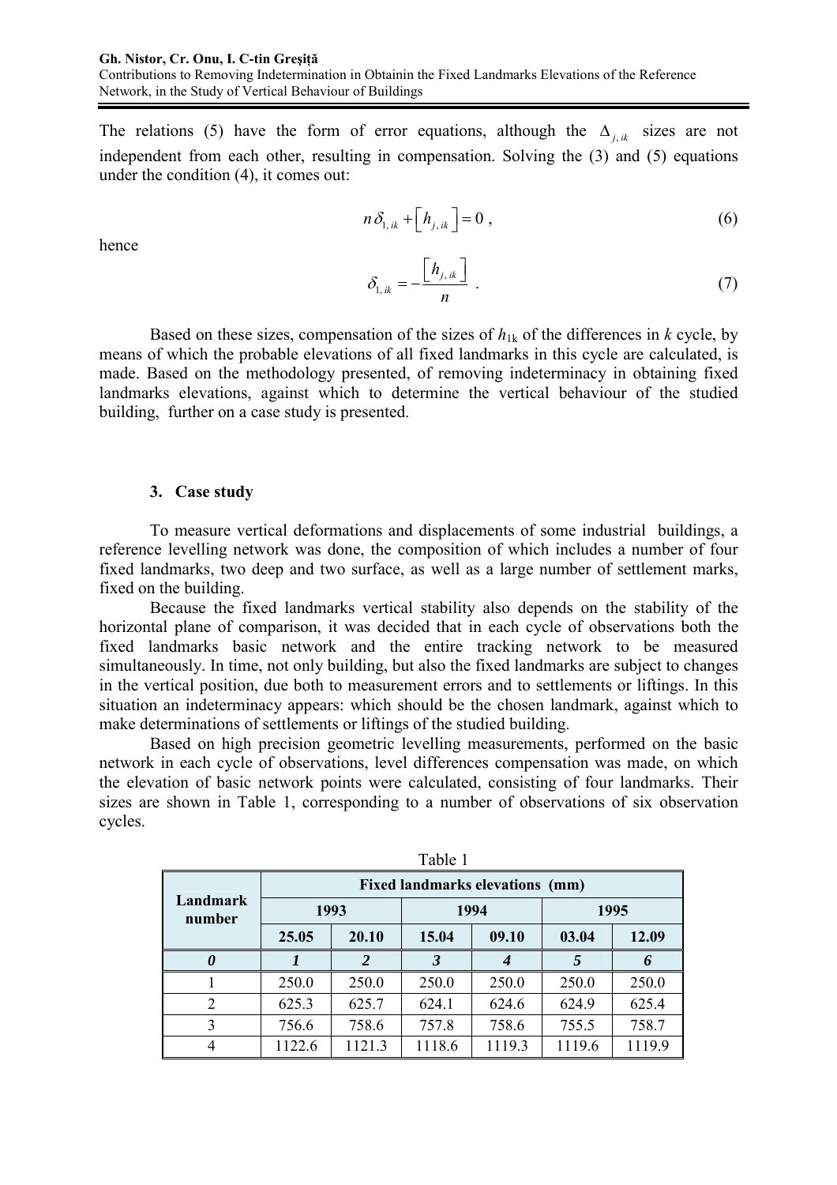The relations (5) have the form of error equations, although the $\Delta_{j,ik}$ sizes are not independent from each other, resulting in compensation. Solving the (3) and (5) equations under the condition (4), it comes out:

$$n\,\delta_{1,ik} + \left[h_{j,ik}\right] = 0\,, \tag{6}$$

hence

$$\delta_{1,ik} = -\frac{\left[h_{j,ik}\right]}{n}\,. \tag{7}$$

Based on these sizes, compensation of the sizes of $h_{1k}$ of the differences in $k$ cycle, by means of which the probable elevations of all fixed landmarks in this cycle are calculated, is made. Based on the methodology presented, of removing indeterminacy in obtaining fixed landmarks elevations, against which to determine the vertical behaviour of the studied building, further on a case study is presented.

## 3. Case study

To measure vertical deformations and displacements of some industrial buildings, a reference levelling network was done, the composition of which includes a number of four fixed landmarks, two deep and two surface, as well as a large number of settlement marks, fixed on the building.

Because the fixed landmarks vertical stability also depends on the stability of the horizontal plane of comparison, it was decided that in each cycle of observations both the fixed landmarks basic network and the entire tracking network to be measured simultaneously. In time, not only building, but also the fixed landmarks are subject to changes in the vertical position, due both to measurement errors and to settlements or liftings. In this situation an indeterminacy appears: which should be the chosen landmark, against which to make determinations of settlements or liftings of the studied building.

Based on high precision geometric levelling measurements, performed on the basic network in each cycle of observations, level differences compensation was made, on which the elevation of basic network points were calculated, consisting of four landmarks. Their sizes are shown in Table 1, corresponding to a number of observations of six observation cycles.

Table 1

| Landmark number | Fixed landmarks elevations (mm) | | | | | |
|---|---|---|---|---|---|---|
| | 1993 | | 1994 | | 1995 | |
| | 25.05 | 20.10 | 15.04 | 09.10 | 03.04 | 12.09 |
| ***0*** | ***1*** | ***2*** | ***3*** | ***4*** | ***5*** | ***6*** |
| 1 | 250.0 | 250.0 | 250.0 | 250.0 | 250.0 | 250.0 |
| 2 | 625.3 | 625.7 | 624.1 | 624.6 | 624.9 | 625.4 |
| 3 | 756.6 | 758.6 | 757.8 | 758.6 | 755.5 | 758.7 |
| 4 | 1122.6 | 1121.3 | 1118.6 | 1119.3 | 1119.6 | 1119.9 |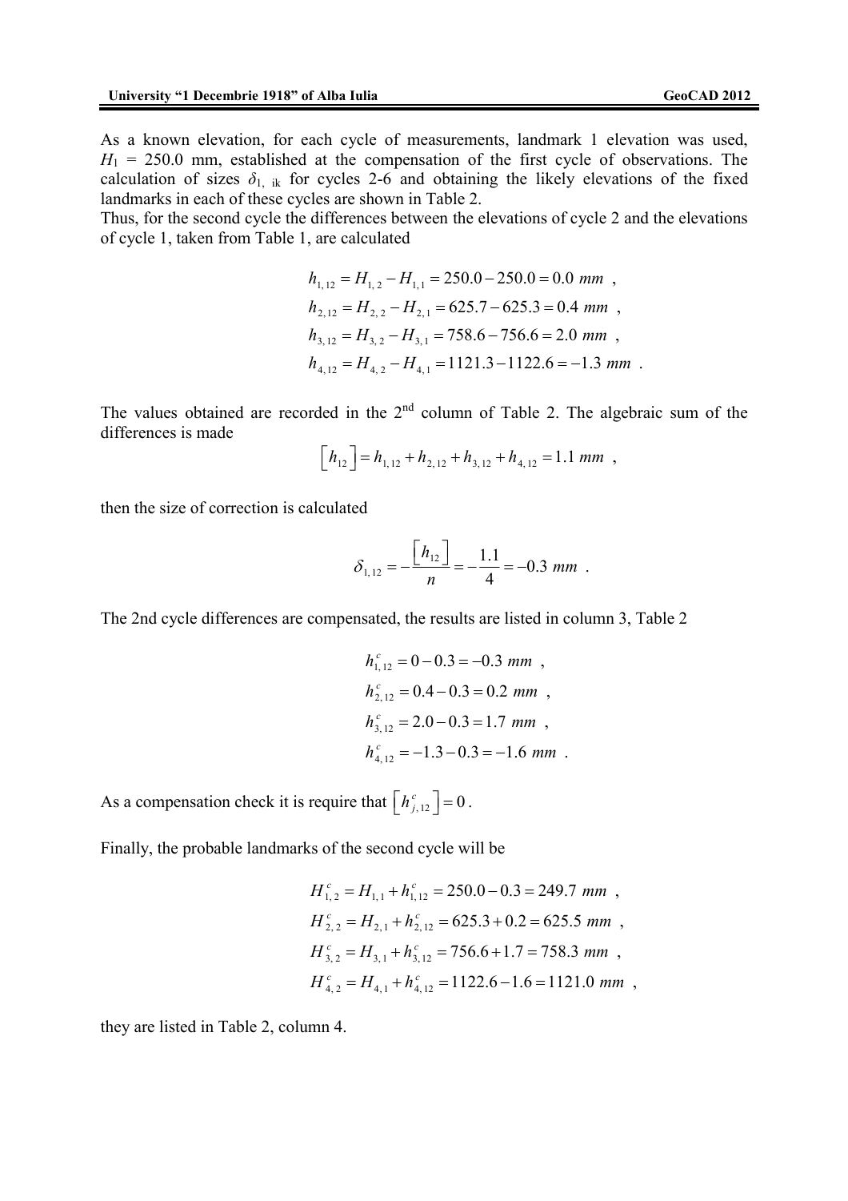As a known elevation, for each cycle of measurements, landmark 1 elevation was used, $H_1$ = 250.0 mm, established at the compensation of the first cycle of observations. The calculation of sizes $\delta_{1,\ ik}$ for cycles 2-6 and obtaining the likely elevations of the fixed landmarks in each of these cycles are shown in Table 2.

Thus, for the second cycle the differences between the elevations of cycle 2 and the elevations of cycle 1, taken from Table 1, are calculated

$$h_{1,\,12} = H_{1,\,2} - H_{1,\,1} = 250.0 - 250.0 = 0.0\ mm\ ,$$
$$h_{2,\,12} = H_{2,\,2} - H_{2,\,1} = 625.7 - 625.3 = 0.4\ mm\ ,$$
$$h_{3,\,12} = H_{3,\,2} - H_{3,\,1} = 758.6 - 756.6 = 2.0\ mm\ ,$$
$$h_{4,\,12} = H_{4,\,2} - H_{4,\,1} = 1121.3 - 1122.6 = -1.3\ mm\ .$$

The values obtained are recorded in the 2nd column of Table 2. The algebraic sum of the differences is made

$$\left[h_{12}\right] = h_{1,\,12} + h_{2,\,12} + h_{3,\,12} + h_{4,\,12} = 1.1\ mm\ ,$$

then the size of correction is calculated

$$\delta_{1,\,12} = -\frac{\left[h_{12}\right]}{n} = -\frac{1.1}{4} = -0.3\ mm\ .$$

The 2nd cycle differences are compensated, the results are listed in column 3, Table 2

$$h^{c}_{1,\,12} = 0 - 0.3 = -0.3\ mm\ ,$$
$$h^{c}_{2,\,12} = 0.4 - 0.3 = 0.2\ mm\ ,$$
$$h^{c}_{3,\,12} = 2.0 - 0.3 = 1.7\ mm\ ,$$
$$h^{c}_{4,\,12} = -1.3 - 0.3 = -1.6\ mm\ .$$

As a compensation check it is require that $\left[h^{c}_{j,\,12}\right] = 0$.

Finally, the probable landmarks of the second cycle will be

$$H^{c}_{1,\,2} = H_{1,\,1} + h^{c}_{1,\,12} = 250.0 - 0.3 = 249.7\ mm\ ,$$
$$H^{c}_{2,\,2} = H_{2,\,1} + h^{c}_{2,\,12} = 625.3 + 0.2 = 625.5\ mm\ ,$$
$$H^{c}_{3,\,2} = H_{3,\,1} + h^{c}_{3,\,12} = 756.6 + 1.7 = 758.3\ mm\ ,$$
$$H^{c}_{4,\,2} = H_{4,\,1} + h^{c}_{4,\,12} = 1122.6 - 1.6 = 1121.0\ mm\ ,$$

they are listed in Table 2, column 4.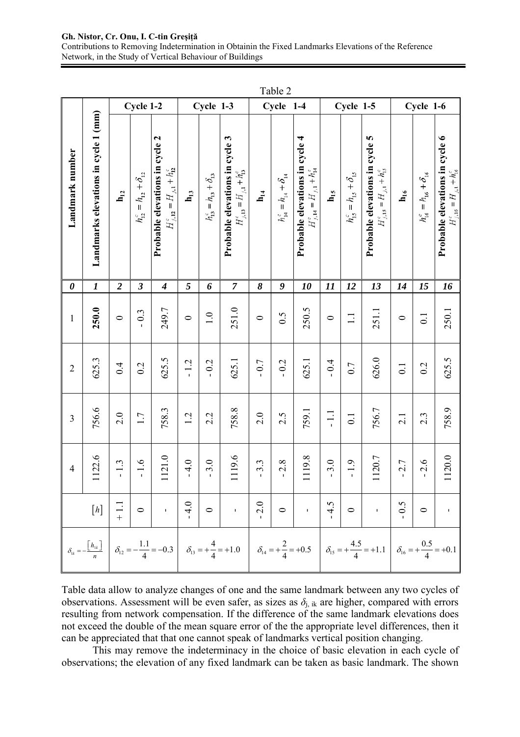Table 2

| Landmark number | Landmarks elevations in cycle 1 (mm) | Cycle 1-2 | | | Cycle 1-3 | | | Cycle 1-4 | | | Cycle 1-5 | | | Cycle 1-6 | | |
|---|---|---|---|---|---|---|---|---|---|---|---|---|---|---|---|---|
| | | $h_{12}$ | $h_{12}^c = h_{12} + \delta_{12}$ | Probable elevations in cycle 2 $H_{j,12}^c = H_{j,1} + h_{12}^c$ | $h_{13}$ | $h_{13}^c = h_{13} + \delta_{13}$ | Probable elevations in cycle 3 $H_{j,13}^c = H_{j,1} + h_{13}^c$ | $h_{14}$ | $h_{14}^c = h_{14} + \delta_{14}$ | Probable elevations in cycle 4 $H_{j,14}^c = H_{j,1} + h_{14}^c$ | $h_{15}$ | $h_{15}^c = h_{15} + \delta_{15}$ | Probable elevations in cycle 5 $H_{j,15}^c = H_{j,1} + h_{15}^c$ | $h_{16}$ | $h_{16}^c = h_{16} + \delta_{16}$ | Probable elevations in cycle 6 $H_{j,16}^c = H_{j,1} + h_{16}^c$ |
| ***0*** | ***1*** | ***2*** | ***3*** | ***4*** | ***5*** | ***6*** | ***7*** | ***8*** | ***9*** | ***10*** | ***11*** | ***12*** | ***13*** | ***14*** | ***15*** | ***16*** |
| 1 | **250.0** | 0 | - 0.3 | 249.7 | 0 | 1.0 | 251.0 | 0 | 0.5 | 250.5 | 0 | 1.1 | 251.1 | 0 | 0.1 | 250.1 |
| 2 | 625.3 | 0.4 | 0.2 | 625.5 | - 1.2 | - 0.2 | 625.1 | - 0.7 | - 0.2 | 625.1 | - 0.4 | 0.7 | 626.0 | 0.1 | 0.2 | 625.5 |
| 3 | 756.6 | 2.0 | 1.7 | 758.3 | 1.2 | 2.2 | 758.8 | 2.0 | 2.5 | 759.1 | - 1.1 | 0.1 | 756.7 | 2.1 | 2.3 | 758.9 |
| 4 | 1122.6 | - 1.3 | - 1.6 | 1121.0 | - 4.0 | - 3.0 | 1119.6 | - 3.3 | - 2.8 | 1119.8 | - 3.0 | - 1.9 | 1120.7 | - 2.7 | - 2.6 | 1120.0 |
| $[h]$ | | + 1.1 | 0 | - | - 4.0 | 0 | - | - 2.0 | 0 | - | - 4.5 | 0 | - | - 0.5 | 0 | - |
| $\delta_{1k} = -\frac{[h_{1k}]}{n}$ | | $\delta_{12} = -\frac{1.1}{4} = -0.3$ | | | $\delta_{13} = +\frac{4}{4} = +1.0$ | | | $\delta_{14} = +\frac{2}{4} = +0.5$ | | | $\delta_{15} = +\frac{4.5}{4} = +1.1$ | | | $\delta_{16} = +\frac{0.5}{4} = +0.1$ | | |

Table data allow to analyze changes of one and the same landmark between any two cycles of observations. Assessment will be even safer, as sizes as $\delta_{j,\,ik}$ are higher, compared with errors resulting from network compensation. If the difference of the same landmark elevations does not exceed the double of the mean square error of the the appropriate level differences, then it can be appreciated that that one cannot speak of landmarks vertical position changing.

This may remove the indeterminacy in the choice of basic elevation in each cycle of observations; the elevation of any fixed landmark can be taken as basic landmark. The shown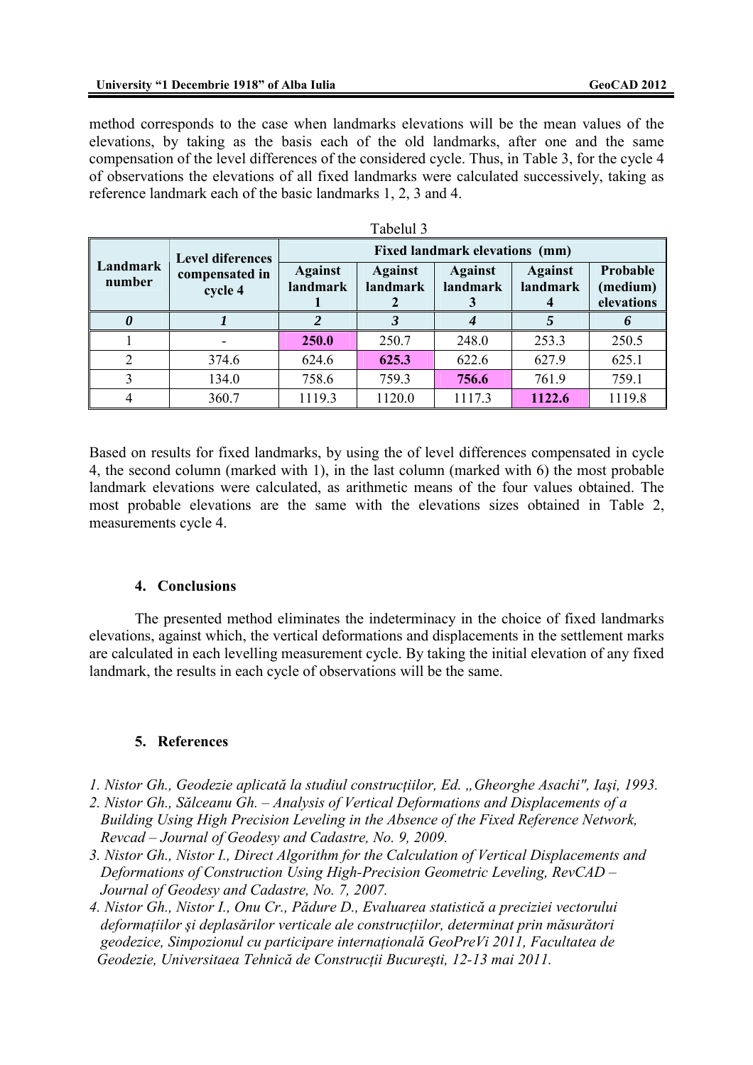method corresponds to the case when landmarks elevations will be the mean values of the elevations, by taking as the basis each of the old landmarks, after one and the same compensation of the level differences of the considered cycle. Thus, in Table 3, for the cycle 4 of observations the elevations of all fixed landmarks were calculated successively, taking as reference landmark each of the basic landmarks 1, 2, 3 and 4.

Tabelul 3

| Landmark number | Level diferences compensated in cycle 4 | Fixed landmark elevations (mm) | | | | |
|---|---|---|---|---|---|---|
| | | Against landmark 1 | Against landmark 2 | Against landmark 3 | Against landmark 4 | Probable (medium) elevations |
| ***0*** | ***1*** | ***2*** | ***3*** | ***4*** | ***5*** | ***6*** |
| 1 | - | **250.0** | 250.7 | 248.0 | 253.3 | 250.5 |
| 2 | 374.6 | 624.6 | **625.3** | 622.6 | 627.9 | 625.1 |
| 3 | 134.0 | 758.6 | 759.3 | **756.6** | 761.9 | 759.1 |
| 4 | 360.7 | 1119.3 | 1120.0 | 1117.3 | **1122.6** | 1119.8 |

Based on results for fixed landmarks, by using the of level differences compensated in cycle 4, the second column (marked with 1), in the last column (marked with 6) the most probable landmark elevations were calculated, as arithmetic means of the four values obtained. The most probable elevations are the same with the elevations sizes obtained in Table 2, measurements cycle 4.

## 4. Conclusions

The presented method eliminates the indeterminacy in the choice of fixed landmarks elevations, against which, the vertical deformations and displacements in the settlement marks are calculated in each levelling measurement cycle. By taking the initial elevation of any fixed landmark, the results in each cycle of observations will be the same.

## 5. References

1. *Nistor Gh., Geodezie aplicată la studiul construcţiilor, Ed. „Gheorghe Asachi", Iaşi, 1993.*
2. *Nistor Gh., Sălceanu Gh. – Analysis of Vertical Deformations and Displacements of a Building Using High Precision Leveling in the Absence of the Fixed Reference Network, Revcad – Journal of Geodesy and Cadastre, No. 9, 2009.*
3. *Nistor Gh., Nistor I., Direct Algorithm for the Calculation of Vertical Displacements and Deformations of Construction Using High-Precision Geometric Leveling, RevCAD – Journal of Geodesy and Cadastre, No. 7, 2007.*
4. *Nistor Gh., Nistor I., Onu Cr., Pădure D., Evaluarea statistică a preciziei vectorului deformaţiilor şi deplasărilor verticale ale construcţiilor, determinat prin măsurători geodezice, Simpozionul cu participare internaţională GeoPreVi 2011, Facultatea de Geodezie, Universitaea Tehnică de Construcţii Bucureşti, 12-13 mai 2011.*